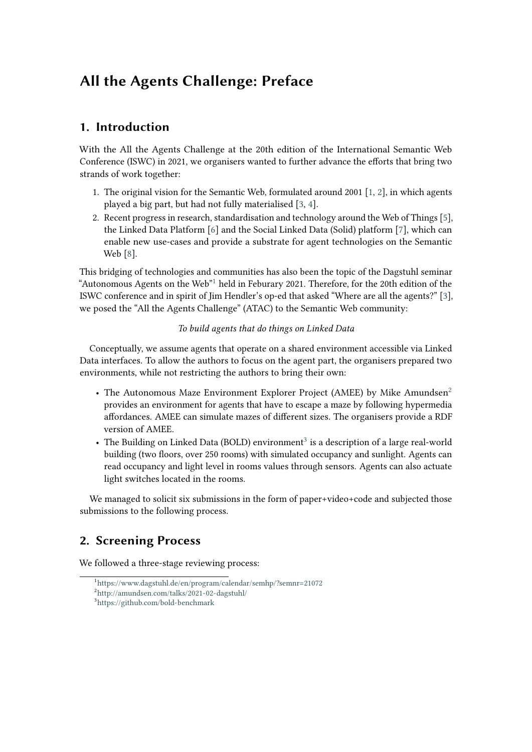# All the Agents Challenge: Preface

## 1. Introduction

With the All the Agents Challenge at the 20th edition of the International Semantic Web Conference (ISWC) in 2021, we organisers wanted to further advance the efforts that bring two strands of work together:

1. The original vision for the Semantic Web, formulated around 2001 [1, 2], in which agents played a big part, but had not fully materialised [3, 4].
2. Recent progress in research, standardisation and technology around the Web of Things [5], the Linked Data Platform [6] and the Social Linked Data (Solid) platform [7], which can enable new use-cases and provide a substrate for agent technologies on the Semantic Web [8].

This bridging of technologies and communities has also been the topic of the Dagstuhl seminar "Autonomous Agents on the Web"[1] held in Feburary 2021. Therefore, for the 20th edition of the ISWC conference and in spirit of Jim Hendler's op-ed that asked "Where are all the agents?" [3], we posed the "All the Agents Challenge" (ATAC) to the Semantic Web community:

*To build agents that do things on Linked Data*

Conceptually, we assume agents that operate on a shared environment accessible via Linked Data interfaces. To allow the authors to focus on the agent part, the organisers prepared two environments, while not restricting the authors to bring their own:

- The Autonomous Maze Environment Explorer Project (AMEE) by Mike Amundsen[2] provides an environment for agents that have to escape a maze by following hypermedia affordances. AMEE can simulate mazes of different sizes. The organisers provide a RDF version of AMEE.
- The Building on Linked Data (BOLD) environment[3] is a description of a large real-world building (two floors, over 250 rooms) with simulated occupancy and sunlight. Agents can read occupancy and light level in rooms values through sensors. Agents can also actuate light switches located in the rooms.

We managed to solicit six submissions in the form of paper+video+code and subjected those submissions to the following process.

## 2. Screening Process

We followed a three-stage reviewing process:

[1] https://www.dagstuhl.de/en/program/calendar/semhp/?semnr=21072
[2] http://amundsen.com/talks/2021-02-dagstuhl/
[3] https://github.com/bold-benchmark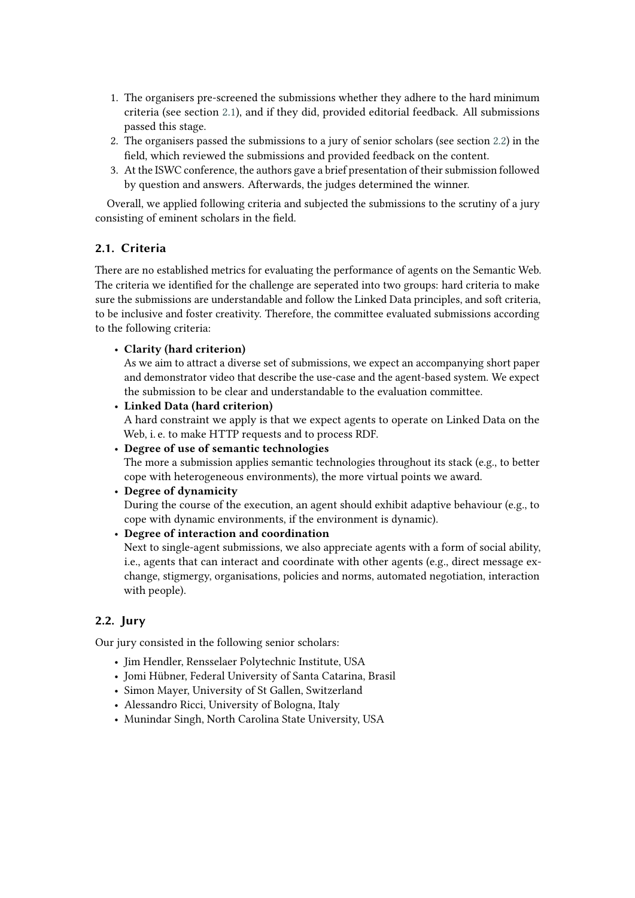1. The organisers pre-screened the submissions whether they adhere to the hard minimum criteria (see section 2.1), and if they did, provided editorial feedback. All submissions passed this stage.
2. The organisers passed the submissions to a jury of senior scholars (see section 2.2) in the field, which reviewed the submissions and provided feedback on the content.
3. At the ISWC conference, the authors gave a brief presentation of their submission followed by question and answers. Afterwards, the judges determined the winner.

Overall, we applied following criteria and subjected the submissions to the scrutiny of a jury consisting of eminent scholars in the field.

## 2.1. Criteria

There are no established metrics for evaluating the performance of agents on the Semantic Web. The criteria we identified for the challenge are seperated into two groups: hard criteria to make sure the submissions are understandable and follow the Linked Data principles, and soft criteria, to be inclusive and foster creativity. Therefore, the committee evaluated submissions according to the following criteria:

- **Clarity (hard criterion)**
  As we aim to attract a diverse set of submissions, we expect an accompanying short paper and demonstrator video that describe the use-case and the agent-based system. We expect the submission to be clear and understandable to the evaluation committee.
- **Linked Data (hard criterion)**
  A hard constraint we apply is that we expect agents to operate on Linked Data on the Web, i. e. to make HTTP requests and to process RDF.
- **Degree of use of semantic technologies**
  The more a submission applies semantic technologies throughout its stack (e.g., to better cope with heterogeneous environments), the more virtual points we award.
- **Degree of dynamicity**
  During the course of the execution, an agent should exhibit adaptive behaviour (e.g., to cope with dynamic environments, if the environment is dynamic).
- **Degree of interaction and coordination**
  Next to single-agent submissions, we also appreciate agents with a form of social ability, i.e., agents that can interact and coordinate with other agents (e.g., direct message exchange, stigmergy, organisations, policies and norms, automated negotiation, interaction with people).

## 2.2. Jury

Our jury consisted in the following senior scholars:

- Jim Hendler, Rensselaer Polytechnic Institute, USA
- Jomi Hübner, Federal University of Santa Catarina, Brasil
- Simon Mayer, University of St Gallen, Switzerland
- Alessandro Ricci, University of Bologna, Italy
- Munindar Singh, North Carolina State University, USA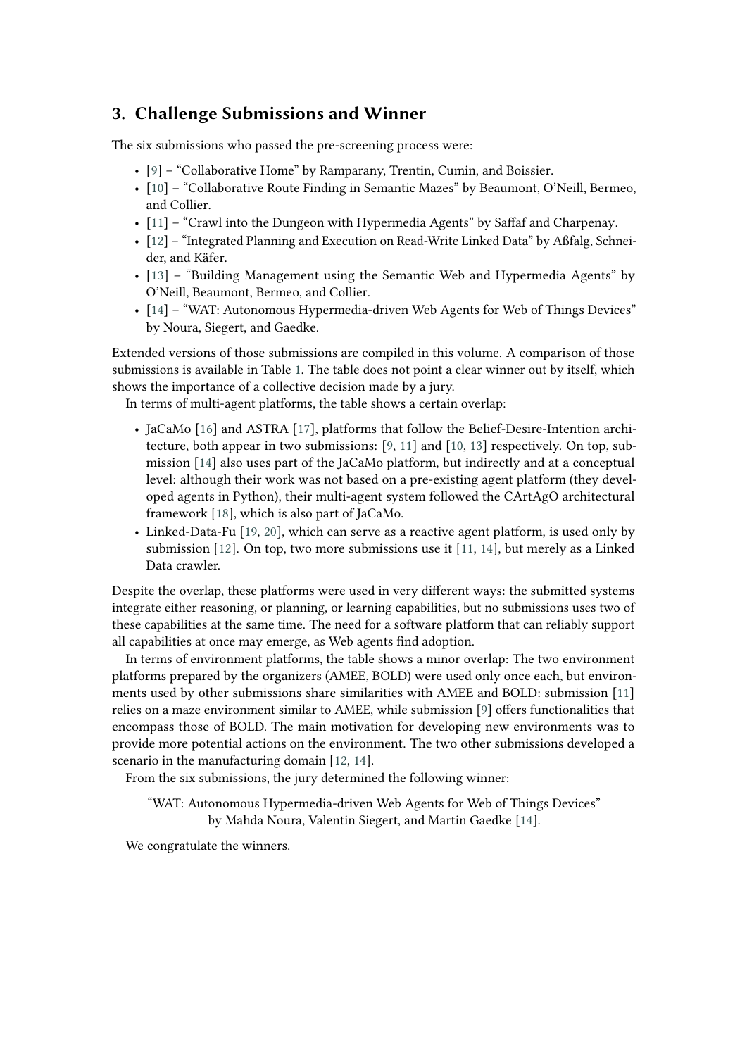## 3. Challenge Submissions and Winner

The six submissions who passed the pre-screening process were:

- [9] – "Collaborative Home" by Ramparany, Trentin, Cumin, and Boissier.
- [10] – "Collaborative Route Finding in Semantic Mazes" by Beaumont, O'Neill, Bermeo, and Collier.
- [11] – "Crawl into the Dungeon with Hypermedia Agents" by Saffaf and Charpenay.
- [12] – "Integrated Planning and Execution on Read-Write Linked Data" by Aßfalg, Schneider, and Käfer.
- [13] – "Building Management using the Semantic Web and Hypermedia Agents" by O'Neill, Beaumont, Bermeo, and Collier.
- [14] – "WAT: Autonomous Hypermedia-driven Web Agents for Web of Things Devices" by Noura, Siegert, and Gaedke.

Extended versions of those submissions are compiled in this volume. A comparison of those submissions is available in Table 1. The table does not point a clear winner out by itself, which shows the importance of a collective decision made by a jury.

In terms of multi-agent platforms, the table shows a certain overlap:

- JaCaMo [16] and ASTRA [17], platforms that follow the Belief-Desire-Intention architecture, both appear in two submissions: [9, 11] and [10, 13] respectively. On top, submission [14] also uses part of the JaCaMo platform, but indirectly and at a conceptual level: although their work was not based on a pre-existing agent platform (they developed agents in Python), their multi-agent system followed the CArtAgO architectural framework [18], which is also part of JaCaMo.
- Linked-Data-Fu [19, 20], which can serve as a reactive agent platform, is used only by submission [12]. On top, two more submissions use it [11, 14], but merely as a Linked Data crawler.

Despite the overlap, these platforms were used in very different ways: the submitted systems integrate either reasoning, or planning, or learning capabilities, but no submissions uses two of these capabilities at the same time. The need for a software platform that can reliably support all capabilities at once may emerge, as Web agents find adoption.

In terms of environment platforms, the table shows a minor overlap: The two environment platforms prepared by the organizers (AMEE, BOLD) were used only once each, but environments used by other submissions share similarities with AMEE and BOLD: submission [11] relies on a maze environment similar to AMEE, while submission [9] offers functionalities that encompass those of BOLD. The main motivation for developing new environments was to provide more potential actions on the environment. The two other submissions developed a scenario in the manufacturing domain [12, 14].

From the six submissions, the jury determined the following winner:

"WAT: Autonomous Hypermedia-driven Web Agents for Web of Things Devices" by Mahda Noura, Valentin Siegert, and Martin Gaedke [14].

We congratulate the winners.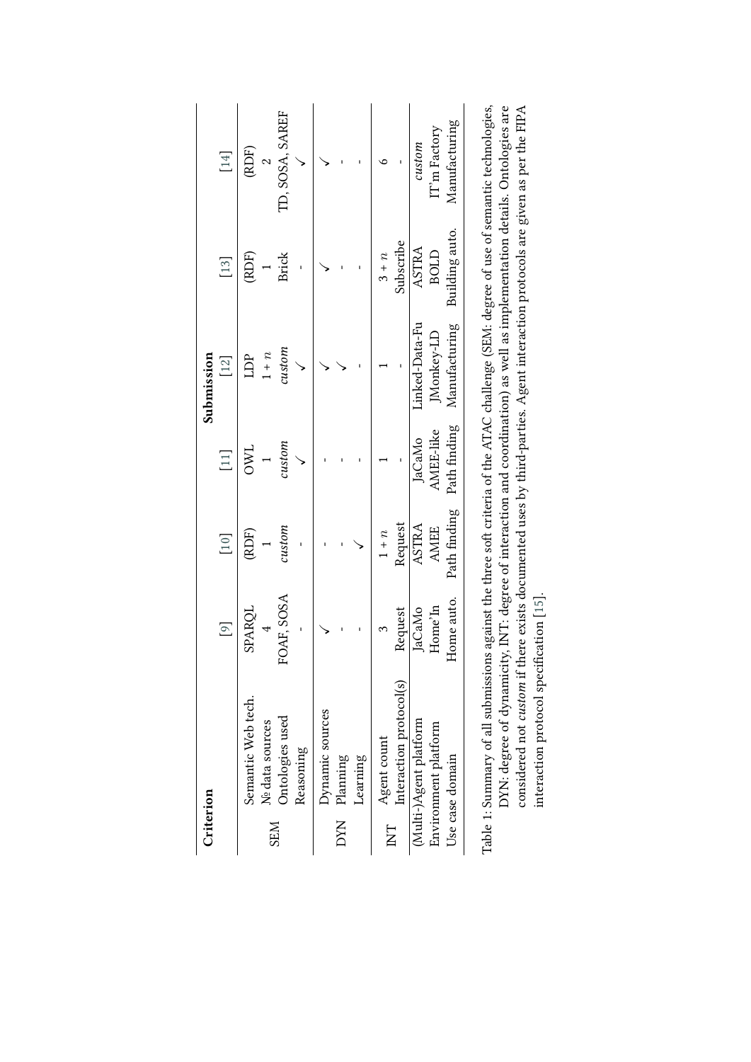| Criterion | | [9] | [10] | [11] | [12] | [13] | [14] |
|---|---|---|---|---|---|---|---|
| | | **Submission** | | | | | |
| SEM | Semantic Web tech. | SPARQL | (RDF) | OWL | LDP | (RDF) | (RDF) |
| | № data sources | 4 | 1 | 1 | $1 + n$ | 1 | 2 |
| | Ontologies used | FOAF, SOSA | *custom* | *custom* | *custom* | Brick | TD, SOSA, SAREF |
| | Reasoning | - | - | ✓ | ✓ | - | ✓ |
| DYN | Dynamic sources | ✓ | - | - | ✓ | ✓ | ✓ |
| | Planning | - | - | - | ✓ | - | - |
| | Learning | - | ✓ | - | - | - | - |
| INT | Agent count | 3 | $1 + n$ | 1 | 1 | $3 + n$ | 6 |
| | Interaction protocol(s) | Request | Request | - | - | Subscribe | - |
| | (Multi-)Agent platform | JaCaMo | ASTRA | JaCaMo | Linked-Data-Fu | ASTRA | *custom* |
| | Environment platform | Home'In | AMEE | AMEE-like | JMonkey-LD | BOLD | IT'm Factory |
| | Use case domain | Home auto. | Path finding | Path finding | Manufacturing | Building auto. | Manufacturing |

Table 1: Summary of all submissions against the three soft criteria of the ATAC challenge (SEM: degree of use of semantic technologies, DYN: degree of dynamicity, INT: degree of interaction and coordination) as well as implementation details. Ontologies are considered not *custom* if there exists documented uses by third-parties. Agent interaction protocols are given as per the FIPA interaction protocol specification [15].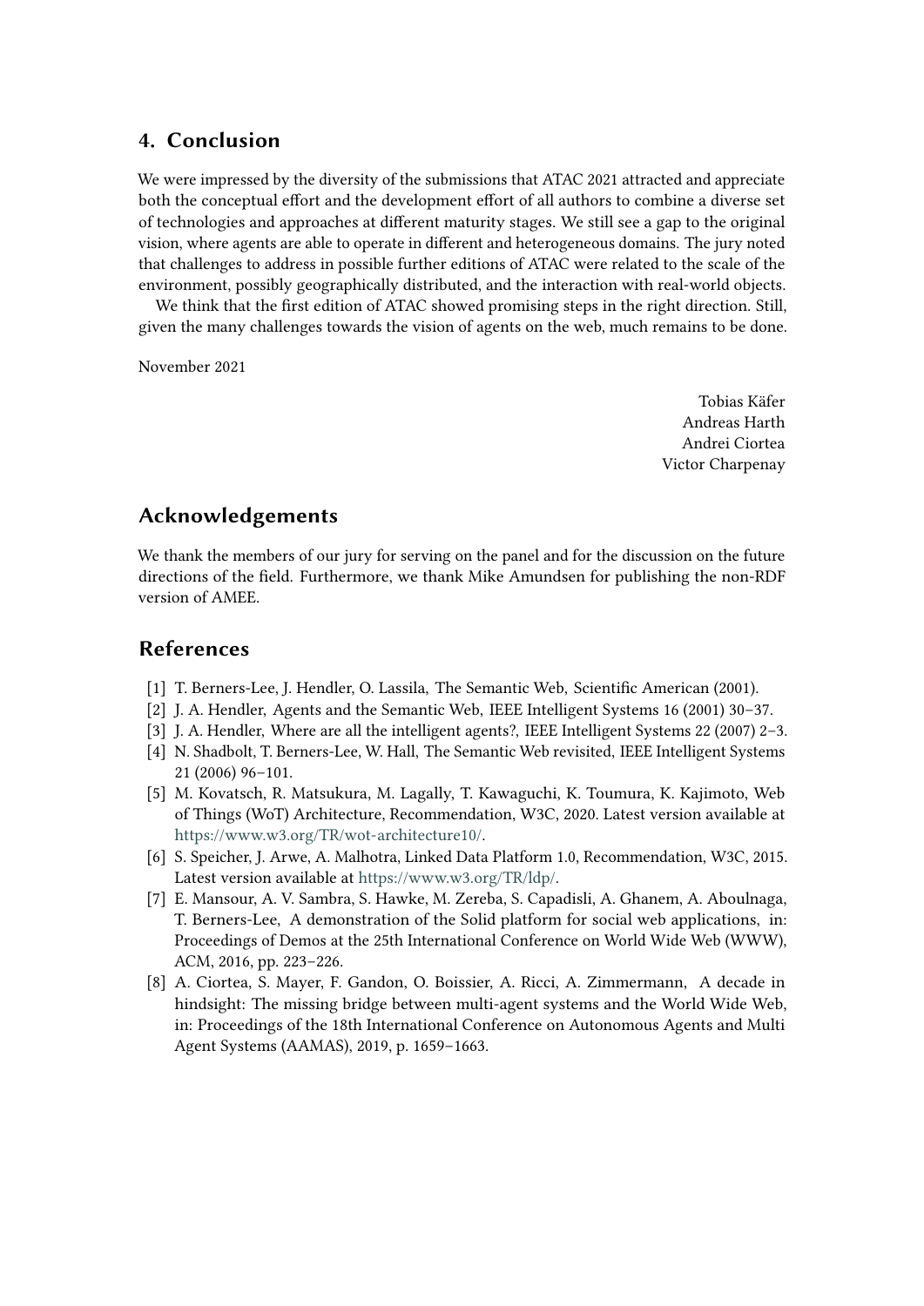## 4. Conclusion

We were impressed by the diversity of the submissions that ATAC 2021 attracted and appreciate both the conceptual effort and the development effort of all authors to combine a diverse set of technologies and approaches at different maturity stages. We still see a gap to the original vision, where agents are able to operate in different and heterogeneous domains. The jury noted that challenges to address in possible further editions of ATAC were related to the scale of the environment, possibly geographically distributed, and the interaction with real-world objects.

We think that the first edition of ATAC showed promising steps in the right direction. Still, given the many challenges towards the vision of agents on the web, much remains to be done.

November 2021

Tobias Käfer
Andreas Harth
Andrei Ciortea
Victor Charpenay

## Acknowledgements

We thank the members of our jury for serving on the panel and for the discussion on the future directions of the field. Furthermore, we thank Mike Amundsen for publishing the non-RDF version of AMEE.

## References

[1] T. Berners-Lee, J. Hendler, O. Lassila, The Semantic Web, Scientific American (2001).

[2] J. A. Hendler, Agents and the Semantic Web, IEEE Intelligent Systems 16 (2001) 30–37.

[3] J. A. Hendler, Where are all the intelligent agents?, IEEE Intelligent Systems 22 (2007) 2–3.

[4] N. Shadbolt, T. Berners-Lee, W. Hall, The Semantic Web revisited, IEEE Intelligent Systems 21 (2006) 96–101.

[5] M. Kovatsch, R. Matsukura, M. Lagally, T. Kawaguchi, K. Toumura, K. Kajimoto, Web of Things (WoT) Architecture, Recommendation, W3C, 2020. Latest version available at https://www.w3.org/TR/wot-architecture10/.

[6] S. Speicher, J. Arwe, A. Malhotra, Linked Data Platform 1.0, Recommendation, W3C, 2015. Latest version available at https://www.w3.org/TR/ldp/.

[7] E. Mansour, A. V. Sambra, S. Hawke, M. Zereba, S. Capadisli, A. Ghanem, A. Aboulnaga, T. Berners-Lee, A demonstration of the Solid platform for social web applications, in: Proceedings of Demos at the 25th International Conference on World Wide Web (WWW), ACM, 2016, pp. 223–226.

[8] A. Ciortea, S. Mayer, F. Gandon, O. Boissier, A. Ricci, A. Zimmermann, A decade in hindsight: The missing bridge between multi-agent systems and the World Wide Web, in: Proceedings of the 18th International Conference on Autonomous Agents and Multi Agent Systems (AAMAS), 2019, p. 1659–1663.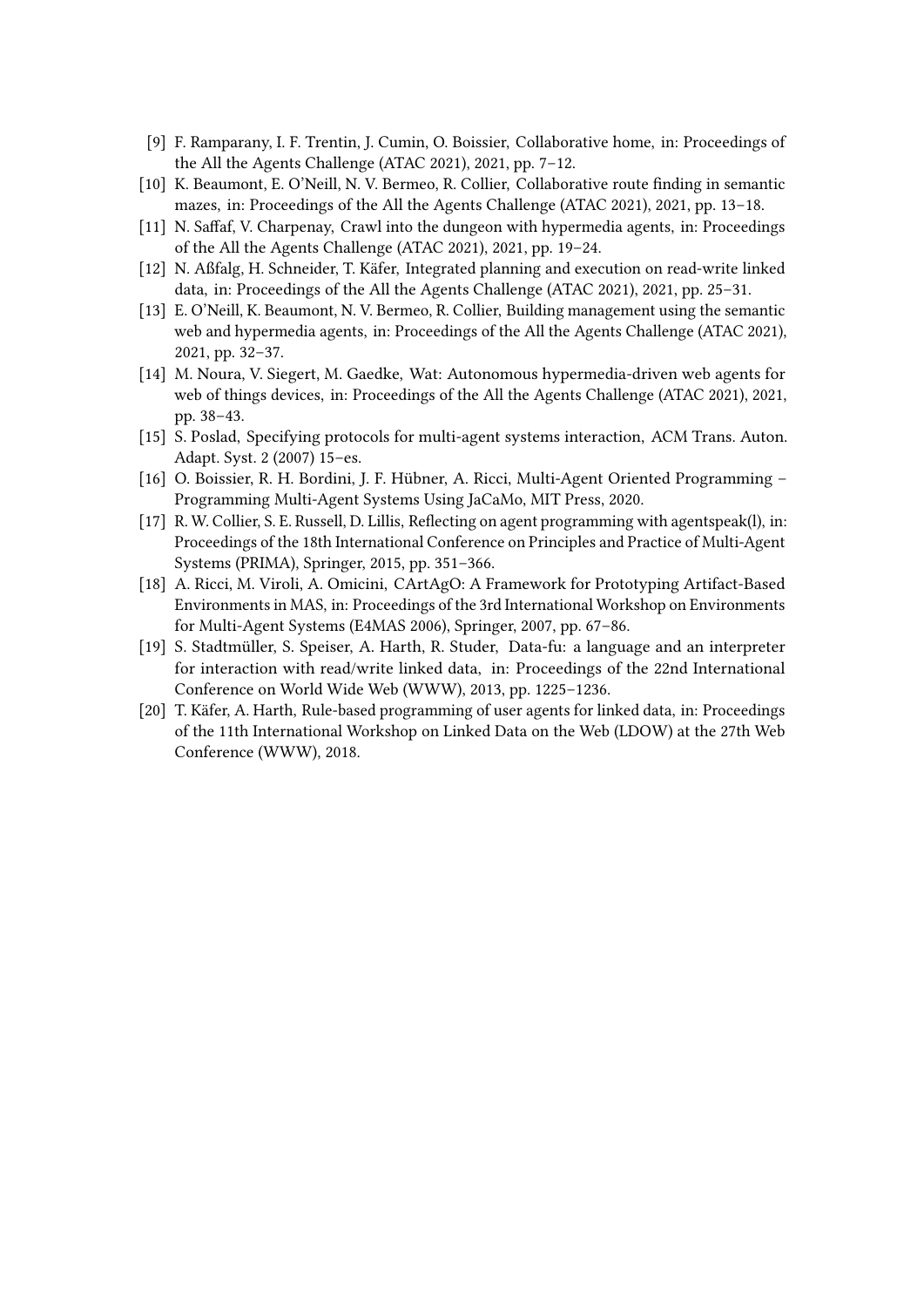[9] F. Ramparany, I. F. Trentin, J. Cumin, O. Boissier, Collaborative home, in: Proceedings of the All the Agents Challenge (ATAC 2021), 2021, pp. 7–12.

[10] K. Beaumont, E. O'Neill, N. V. Bermeo, R. Collier, Collaborative route finding in semantic mazes, in: Proceedings of the All the Agents Challenge (ATAC 2021), 2021, pp. 13–18.

[11] N. Saffaf, V. Charpenay, Crawl into the dungeon with hypermedia agents, in: Proceedings of the All the Agents Challenge (ATAC 2021), 2021, pp. 19–24.

[12] N. Aßfalg, H. Schneider, T. Käfer, Integrated planning and execution on read-write linked data, in: Proceedings of the All the Agents Challenge (ATAC 2021), 2021, pp. 25–31.

[13] E. O'Neill, K. Beaumont, N. V. Bermeo, R. Collier, Building management using the semantic web and hypermedia agents, in: Proceedings of the All the Agents Challenge (ATAC 2021), 2021, pp. 32–37.

[14] M. Noura, V. Siegert, M. Gaedke, Wat: Autonomous hypermedia-driven web agents for web of things devices, in: Proceedings of the All the Agents Challenge (ATAC 2021), 2021, pp. 38–43.

[15] S. Poslad, Specifying protocols for multi-agent systems interaction, ACM Trans. Auton. Adapt. Syst. 2 (2007) 15–es.

[16] O. Boissier, R. H. Bordini, J. F. Hübner, A. Ricci, Multi-Agent Oriented Programming – Programming Multi-Agent Systems Using JaCaMo, MIT Press, 2020.

[17] R. W. Collier, S. E. Russell, D. Lillis, Reflecting on agent programming with agentspeak(l), in: Proceedings of the 18th International Conference on Principles and Practice of Multi-Agent Systems (PRIMA), Springer, 2015, pp. 351–366.

[18] A. Ricci, M. Viroli, A. Omicini, CArtAgO: A Framework for Prototyping Artifact-Based Environments in MAS, in: Proceedings of the 3rd International Workshop on Environments for Multi-Agent Systems (E4MAS 2006), Springer, 2007, pp. 67–86.

[19] S. Stadtmüller, S. Speiser, A. Harth, R. Studer, Data-fu: a language and an interpreter for interaction with read/write linked data, in: Proceedings of the 22nd International Conference on World Wide Web (WWW), 2013, pp. 1225–1236.

[20] T. Käfer, A. Harth, Rule-based programming of user agents for linked data, in: Proceedings of the 11th International Workshop on Linked Data on the Web (LDOW) at the 27th Web Conference (WWW), 2018.